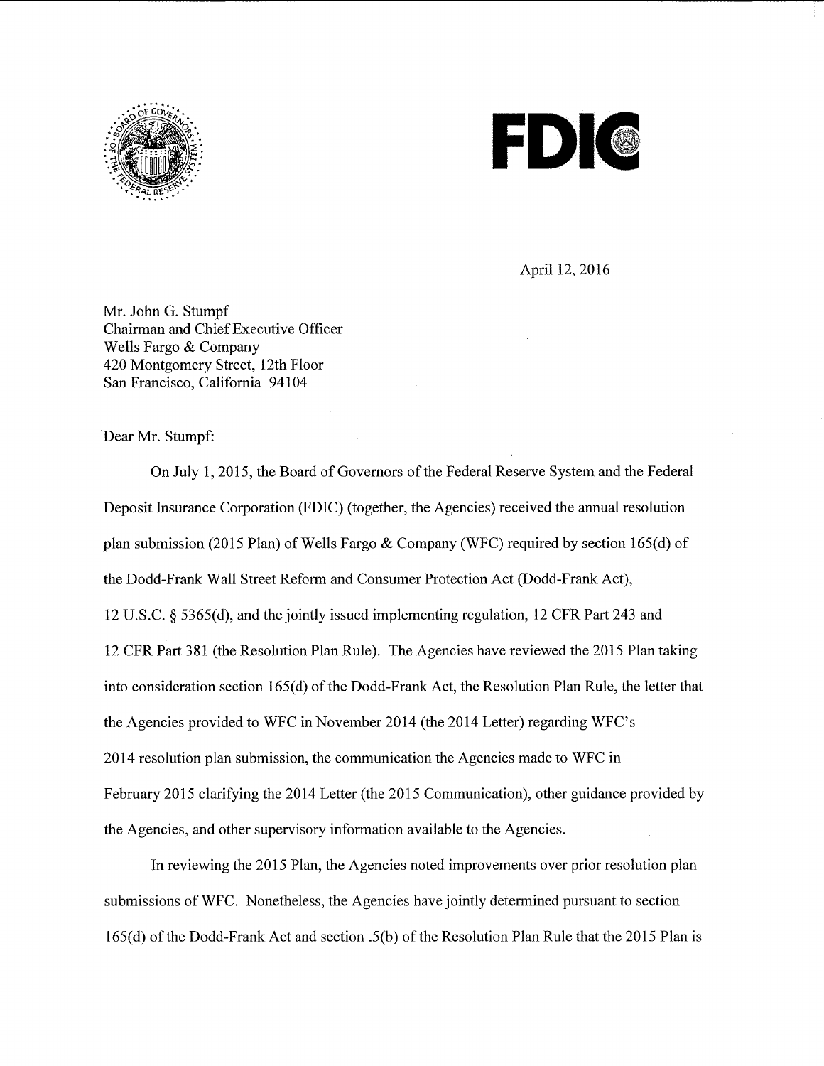April 12, 2016

Mr. John G. Stumpf
Chairman and Chief Executive Officer
Wells Fargo & Company
420 Montgomery Street, 12th Floor
San Francisco, California 94104

Dear Mr. Stumpf:

On July 1, 2015, the Board of Governors of the Federal Reserve System and the Federal Deposit Insurance Corporation (FDIC) (together, the Agencies) received the annual resolution plan submission (2015 Plan) of Wells Fargo & Company (WFC) required by section 165(d) of the Dodd-Frank Wall Street Reform and Consumer Protection Act (Dodd-Frank Act), 12 U.S.C. § 5365(d), and the jointly issued implementing regulation, 12 CFR Part 243 and 12 CFR Part 381 (the Resolution Plan Rule). The Agencies have reviewed the 2015 Plan taking into consideration section 165(d) of the Dodd-Frank Act, the Resolution Plan Rule, the letter that the Agencies provided to WFC in November 2014 (the 2014 Letter) regarding WFC's 2014 resolution plan submission, the communication the Agencies made to WFC in February 2015 clarifying the 2014 Letter (the 2015 Communication), other guidance provided by the Agencies, and other supervisory information available to the Agencies.

In reviewing the 2015 Plan, the Agencies noted improvements over prior resolution plan submissions of WFC. Nonetheless, the Agencies have jointly determined pursuant to section 165(d) of the Dodd-Frank Act and section .5(b) of the Resolution Plan Rule that the 2015 Plan is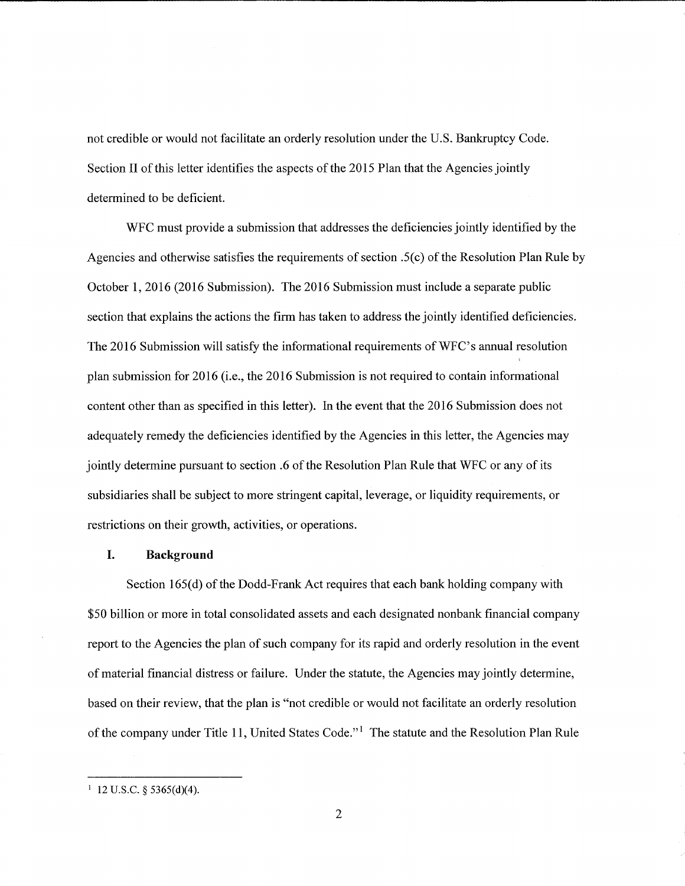not credible or would not facilitate an orderly resolution under the U.S. Bankruptcy Code. Section II of this letter identifies the aspects of the 2015 Plan that the Agencies jointly determined to be deficient.

WFC must provide a submission that addresses the deficiencies jointly identified by the Agencies and otherwise satisfies the requirements of section .5(c) of the Resolution Plan Rule by October 1, 2016 (2016 Submission). The 2016 Submission must include a separate public section that explains the actions the firm has taken to address the jointly identified deficiencies. The 2016 Submission will satisfy the informational requirements of WFC's annual resolution plan submission for 2016 (i.e., the 2016 Submission is not required to contain informational content other than as specified in this letter). In the event that the 2016 Submission does not adequately remedy the deficiencies identified by the Agencies in this letter, the Agencies may jointly determine pursuant to section .6 of the Resolution Plan Rule that WFC or any of its subsidiaries shall be subject to more stringent capital, leverage, or liquidity requirements, or restrictions on their growth, activities, or operations.

## I. Background

Section 165(d) of the Dodd-Frank Act requires that each bank holding company with $50 billion or more in total consolidated assets and each designated nonbank financial company report to the Agencies the plan of such company for its rapid and orderly resolution in the event of material financial distress or failure. Under the statute, the Agencies may jointly determine, based on their review, that the plan is "not credible or would not facilitate an orderly resolution of the company under Title 11, United States Code."[1] The statute and the Resolution Plan Rule

---

[1] 12 U.S.C. § 5365(d)(4).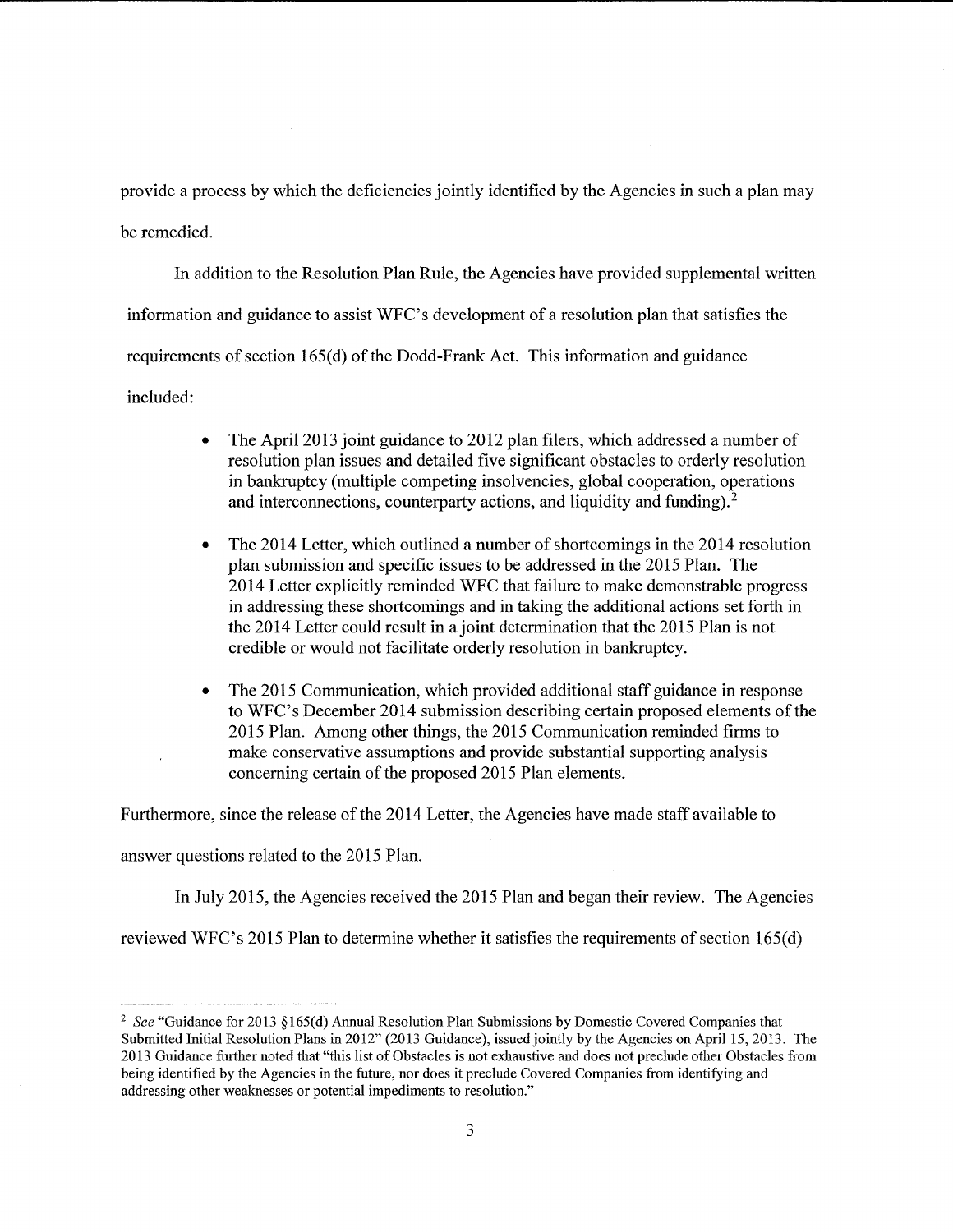provide a process by which the deficiencies jointly identified by the Agencies in such a plan may be remedied.

In addition to the Resolution Plan Rule, the Agencies have provided supplemental written information and guidance to assist WFC's development of a resolution plan that satisfies the requirements of section 165(d) of the Dodd-Frank Act. This information and guidance included:

- The April 2013 joint guidance to 2012 plan filers, which addressed a number of resolution plan issues and detailed five significant obstacles to orderly resolution in bankruptcy (multiple competing insolvencies, global cooperation, operations and interconnections, counterparty actions, and liquidity and funding).[2]

- The 2014 Letter, which outlined a number of shortcomings in the 2014 resolution plan submission and specific issues to be addressed in the 2015 Plan. The 2014 Letter explicitly reminded WFC that failure to make demonstrable progress in addressing these shortcomings and in taking the additional actions set forth in the 2014 Letter could result in a joint determination that the 2015 Plan is not credible or would not facilitate orderly resolution in bankruptcy.

- The 2015 Communication, which provided additional staff guidance in response to WFC's December 2014 submission describing certain proposed elements of the 2015 Plan. Among other things, the 2015 Communication reminded firms to make conservative assumptions and provide substantial supporting analysis concerning certain of the proposed 2015 Plan elements.

Furthermore, since the release of the 2014 Letter, the Agencies have made staff available to answer questions related to the 2015 Plan.

In July 2015, the Agencies received the 2015 Plan and began their review. The Agencies reviewed WFC's 2015 Plan to determine whether it satisfies the requirements of section 165(d)

---

[2] *See* "Guidance for 2013 §165(d) Annual Resolution Plan Submissions by Domestic Covered Companies that Submitted Initial Resolution Plans in 2012" (2013 Guidance), issued jointly by the Agencies on April 15, 2013. The 2013 Guidance further noted that "this list of Obstacles is not exhaustive and does not preclude other Obstacles from being identified by the Agencies in the future, nor does it preclude Covered Companies from identifying and addressing other weaknesses or potential impediments to resolution."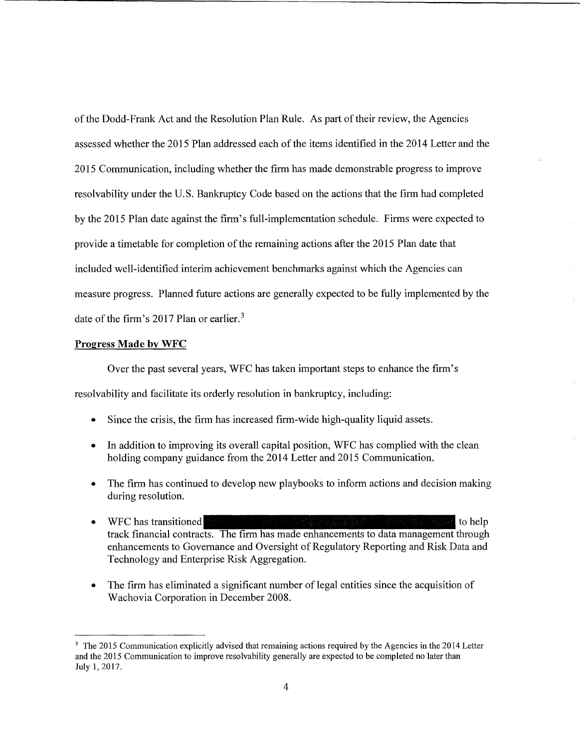of the Dodd-Frank Act and the Resolution Plan Rule. As part of their review, the Agencies assessed whether the 2015 Plan addressed each of the items identified in the 2014 Letter and the 2015 Communication, including whether the firm has made demonstrable progress to improve resolvability under the U.S. Bankruptcy Code based on the actions that the firm had completed by the 2015 Plan date against the firm's full-implementation schedule. Firms were expected to provide a timetable for completion of the remaining actions after the 2015 Plan date that included well-identified interim achievement benchmarks against which the Agencies can measure progress. Planned future actions are generally expected to be fully implemented by the date of the firm's 2017 Plan or earlier.[3]

**Progress Made by WFC**

Over the past several years, WFC has taken important steps to enhance the firm's resolvability and facilitate its orderly resolution in bankruptcy, including:

- Since the crisis, the firm has increased firm-wide high-quality liquid assets.
- In addition to improving its overall capital position, WFC has complied with the clean holding company guidance from the 2014 Letter and 2015 Communication.
- The firm has continued to develop new playbooks to inform actions and decision making during resolution.
- WFC has transitioned [REDACTED] to help track financial contracts. The firm has made enhancements to data management through enhancements to Governance and Oversight of Regulatory Reporting and Risk Data and Technology and Enterprise Risk Aggregation.
- The firm has eliminated a significant number of legal entities since the acquisition of Wachovia Corporation in December 2008.

[3] The 2015 Communication explicitly advised that remaining actions required by the Agencies in the 2014 Letter and the 2015 Communication to improve resolvability generally are expected to be completed no later than July 1, 2017.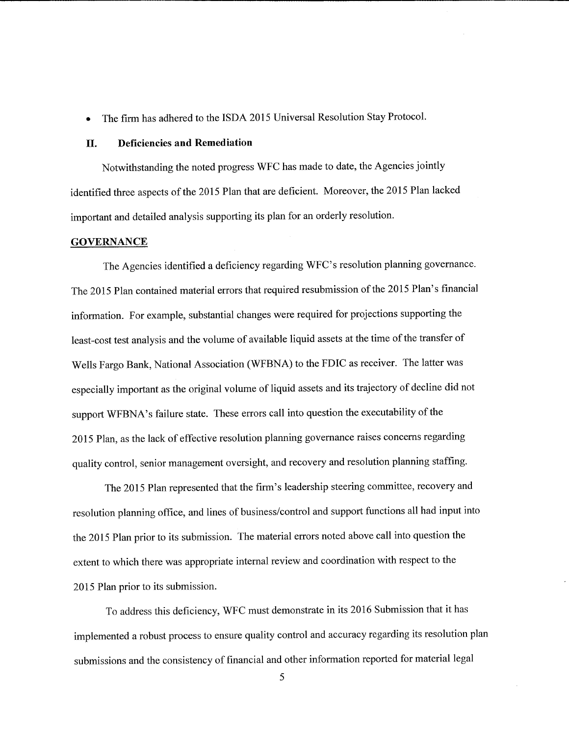- The firm has adhered to the ISDA 2015 Universal Resolution Stay Protocol.

## II. Deficiencies and Remediation

Notwithstanding the noted progress WFC has made to date, the Agencies jointly identified three aspects of the 2015 Plan that are deficient. Moreover, the 2015 Plan lacked important and detailed analysis supporting its plan for an orderly resolution.

### GOVERNANCE

The Agencies identified a deficiency regarding WFC's resolution planning governance. The 2015 Plan contained material errors that required resubmission of the 2015 Plan's financial information. For example, substantial changes were required for projections supporting the least-cost test analysis and the volume of available liquid assets at the time of the transfer of Wells Fargo Bank, National Association (WFBNA) to the FDIC as receiver. The latter was especially important as the original volume of liquid assets and its trajectory of decline did not support WFBNA's failure state. These errors call into question the executability of the 2015 Plan, as the lack of effective resolution planning governance raises concerns regarding quality control, senior management oversight, and recovery and resolution planning staffing.

The 2015 Plan represented that the firm's leadership steering committee, recovery and resolution planning office, and lines of business/control and support functions all had input into the 2015 Plan prior to its submission. The material errors noted above call into question the extent to which there was appropriate internal review and coordination with respect to the 2015 Plan prior to its submission.

To address this deficiency, WFC must demonstrate in its 2016 Submission that it has implemented a robust process to ensure quality control and accuracy regarding its resolution plan submissions and the consistency of financial and other information reported for material legal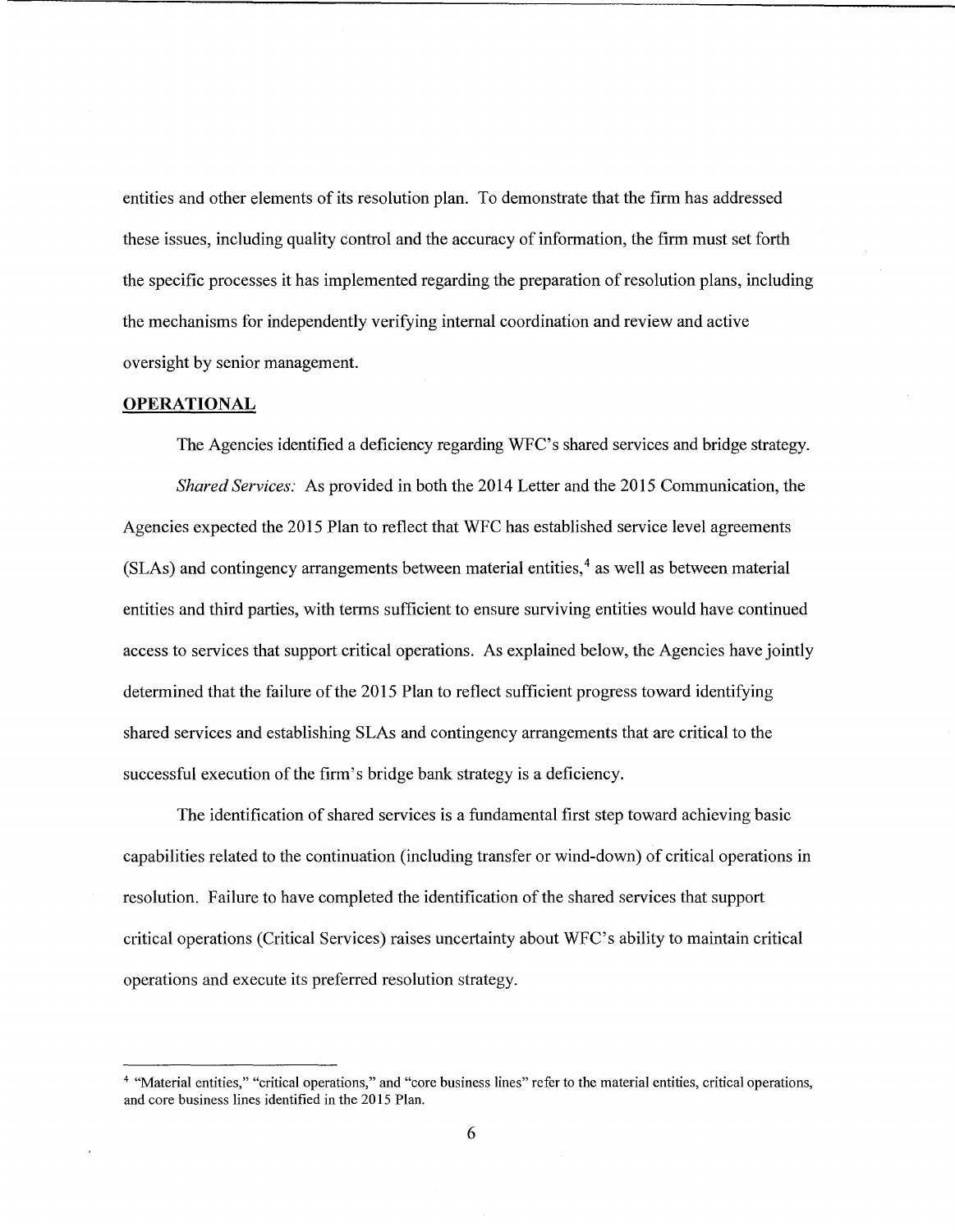entities and other elements of its resolution plan. To demonstrate that the firm has addressed these issues, including quality control and the accuracy of information, the firm must set forth the specific processes it has implemented regarding the preparation of resolution plans, including the mechanisms for independently verifying internal coordination and review and active oversight by senior management.

## OPERATIONAL

The Agencies identified a deficiency regarding WFC's shared services and bridge strategy.

*Shared Services:* As provided in both the 2014 Letter and the 2015 Communication, the Agencies expected the 2015 Plan to reflect that WFC has established service level agreements (SLAs) and contingency arrangements between material entities,[4] as well as between material entities and third parties, with terms sufficient to ensure surviving entities would have continued access to services that support critical operations. As explained below, the Agencies have jointly determined that the failure of the 2015 Plan to reflect sufficient progress toward identifying shared services and establishing SLAs and contingency arrangements that are critical to the successful execution of the firm's bridge bank strategy is a deficiency.

The identification of shared services is a fundamental first step toward achieving basic capabilities related to the continuation (including transfer or wind-down) of critical operations in resolution. Failure to have completed the identification of the shared services that support critical operations (Critical Services) raises uncertainty about WFC's ability to maintain critical operations and execute its preferred resolution strategy.

[4] "Material entities," "critical operations," and "core business lines" refer to the material entities, critical operations, and core business lines identified in the 2015 Plan.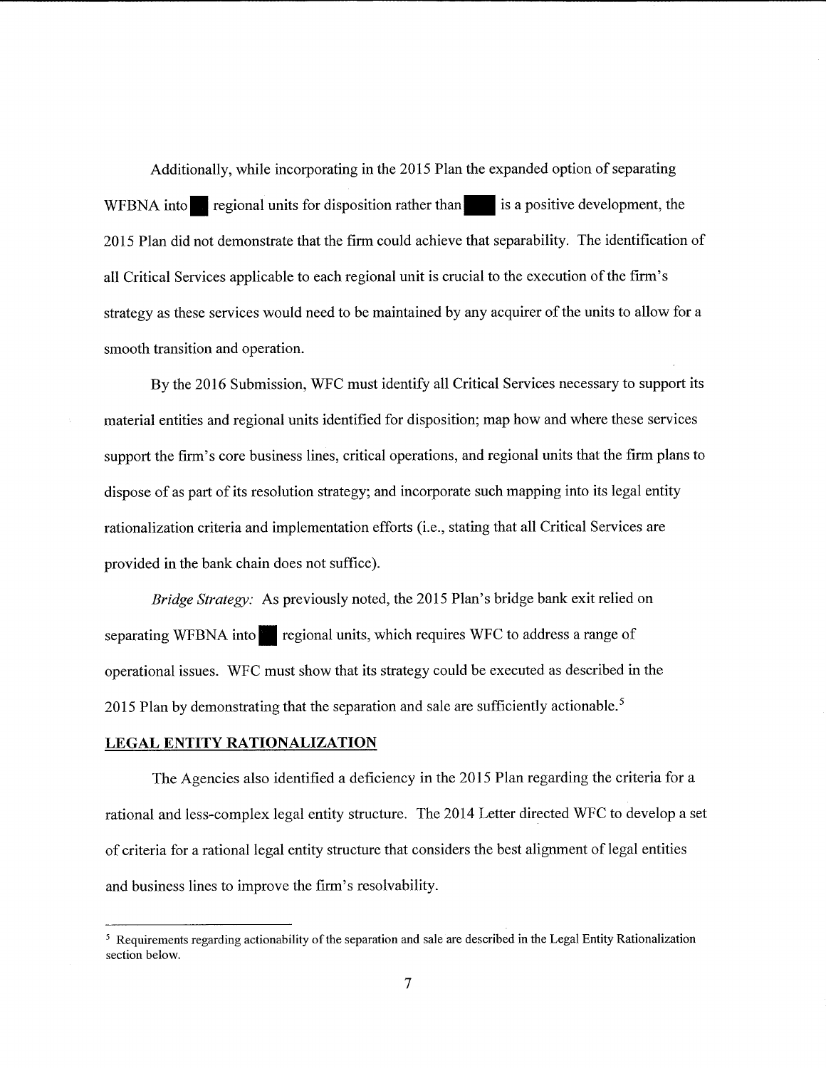Additionally, while incorporating in the 2015 Plan the expanded option of separating WFBNA into ■ regional units for disposition rather than ■ is a positive development, the 2015 Plan did not demonstrate that the firm could achieve that separability. The identification of all Critical Services applicable to each regional unit is crucial to the execution of the firm's strategy as these services would need to be maintained by any acquirer of the units to allow for a smooth transition and operation.

By the 2016 Submission, WFC must identify all Critical Services necessary to support its material entities and regional units identified for disposition; map how and where these services support the firm's core business lines, critical operations, and regional units that the firm plans to dispose of as part of its resolution strategy; and incorporate such mapping into its legal entity rationalization criteria and implementation efforts (i.e., stating that all Critical Services are provided in the bank chain does not suffice).

*Bridge Strategy:* As previously noted, the 2015 Plan's bridge bank exit relied on separating WFBNA into ■ regional units, which requires WFC to address a range of operational issues. WFC must show that its strategy could be executed as described in the 2015 Plan by demonstrating that the separation and sale are sufficiently actionable.[5]

**LEGAL ENTITY RATIONALIZATION**

The Agencies also identified a deficiency in the 2015 Plan regarding the criteria for a rational and less-complex legal entity structure. The 2014 Letter directed WFC to develop a set of criteria for a rational legal entity structure that considers the best alignment of legal entities and business lines to improve the firm's resolvability.

---

[5] Requirements regarding actionability of the separation and sale are described in the Legal Entity Rationalization section below.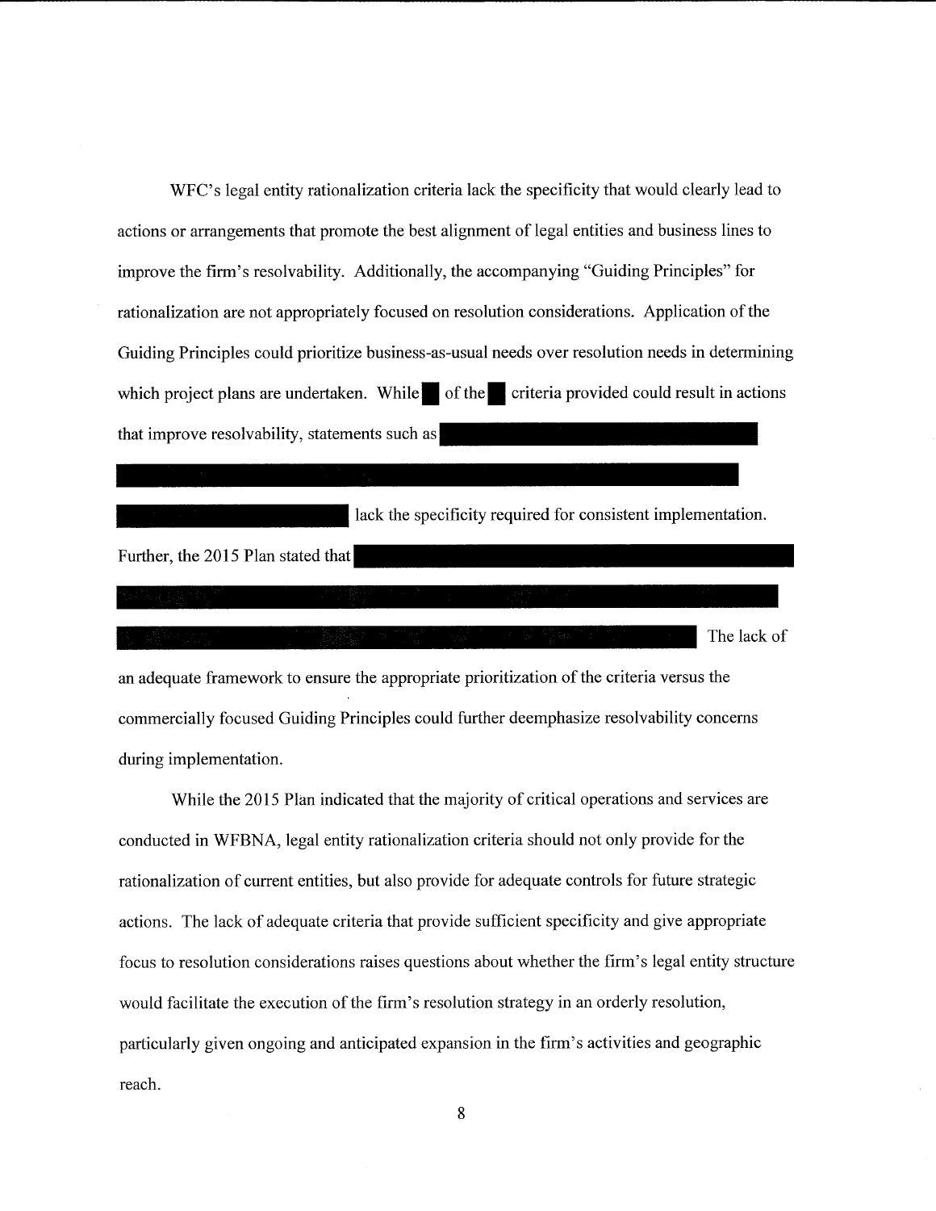WFC's legal entity rationalization criteria lack the specificity that would clearly lead to actions or arrangements that promote the best alignment of legal entities and business lines to improve the firm's resolvability. Additionally, the accompanying "Guiding Principles" for rationalization are not appropriately focused on resolution considerations. Application of the Guiding Principles could prioritize business-as-usual needs over resolution needs in determining which project plans are undertaken. While ██ of the ██ criteria provided could result in actions that improve resolvability, statements such as ████████████████████████████████████ ████████████████████████████████████████████████ ████████████ lack the specificity required for consistent implementation. Further, the 2015 Plan stated that ████████████████████████████████████████ ████████████████████████████████████████████████ ████████████████████████████████████ The lack of an adequate framework to ensure the appropriate prioritization of the criteria versus the commercially focused Guiding Principles could further deemphasize resolvability concerns during implementation.

While the 2015 Plan indicated that the majority of critical operations and services are conducted in WFBNA, legal entity rationalization criteria should not only provide for the rationalization of current entities, but also provide for adequate controls for future strategic actions. The lack of adequate criteria that provide sufficient specificity and give appropriate focus to resolution considerations raises questions about whether the firm's legal entity structure would facilitate the execution of the firm's resolution strategy in an orderly resolution, particularly given ongoing and anticipated expansion in the firm's activities and geographic reach.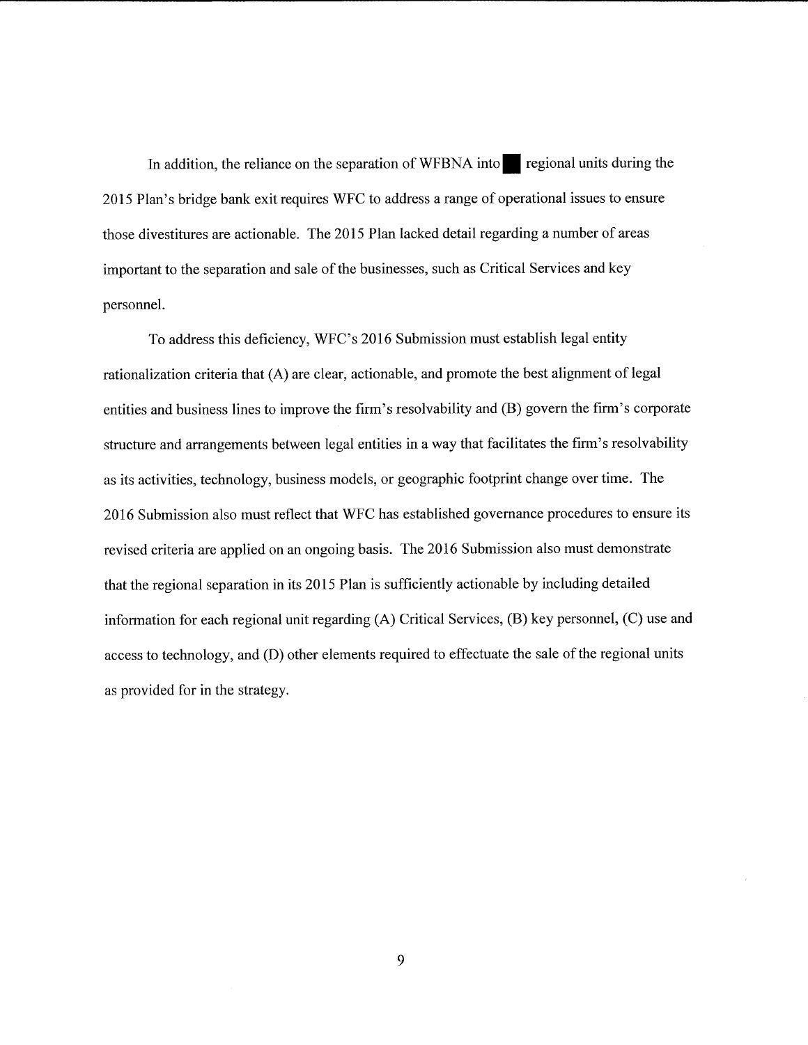In addition, the reliance on the separation of WFBNA into ■ regional units during the 2015 Plan's bridge bank exit requires WFC to address a range of operational issues to ensure those divestitures are actionable. The 2015 Plan lacked detail regarding a number of areas important to the separation and sale of the businesses, such as Critical Services and key personnel.

To address this deficiency, WFC's 2016 Submission must establish legal entity rationalization criteria that (A) are clear, actionable, and promote the best alignment of legal entities and business lines to improve the firm's resolvability and (B) govern the firm's corporate structure and arrangements between legal entities in a way that facilitates the firm's resolvability as its activities, technology, business models, or geographic footprint change over time. The 2016 Submission also must reflect that WFC has established governance procedures to ensure its revised criteria are applied on an ongoing basis. The 2016 Submission also must demonstrate that the regional separation in its 2015 Plan is sufficiently actionable by including detailed information for each regional unit regarding (A) Critical Services, (B) key personnel, (C) use and access to technology, and (D) other elements required to effectuate the sale of the regional units as provided for in the strategy.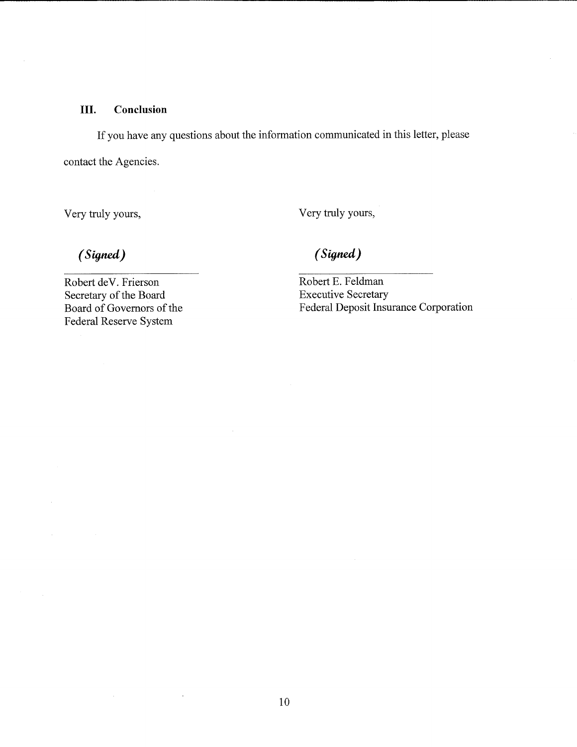## III. Conclusion

If you have any questions about the information communicated in this letter, please contact the Agencies.

Very truly yours,

*(Signed)*

Robert deV. Frierson
Secretary of the Board
Board of Governors of the
Federal Reserve System

Very truly yours,

*(Signed)*

Robert E. Feldman
Executive Secretary
Federal Deposit Insurance Corporation